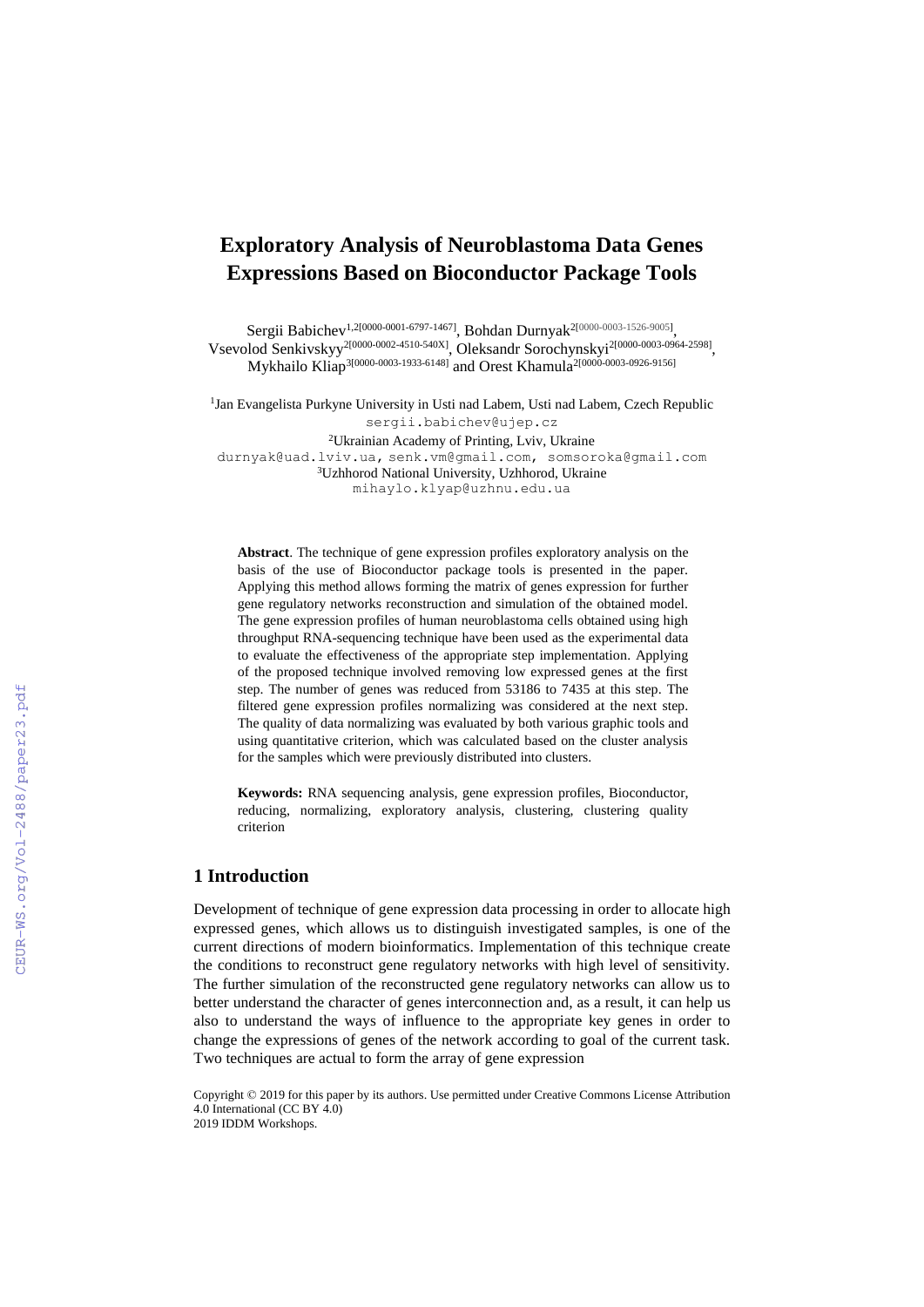# Exploratory Analysis of Neuroblastoma Data Genes Expressions Based on Bioconductor Package Tools

Sergii Babichev[1,2[0000-0001-6797-1467]], Bohdan Durnyak[2[0000-0003-1526-9005]], Vsevolod Senkivskyy[2[0000-0002-4510-540X]], Oleksandr Sorochynskyi[2[0000-0003-0964-2598]], Mykhailo Kliap[3[0000-0003-1933-6148]] and Orest Khamula[2[0000-0003-0926-9156]]

[1]Jan Evangelista Purkyne University in Usti nad Labem, Usti nad Labem, Czech Republic
sergii.babichev@ujep.cz

[2]Ukrainian Academy of Printing, Lviv, Ukraine
durnyak@uad.lviv.ua, senk.vm@gmail.com, somsoroka@gmail.com

[3]Uzhhorod National University, Uzhhorod, Ukraine
mihaylo.klyap@uzhnu.edu.ua

**Abstract**. The technique of gene expression profiles exploratory analysis on the basis of the use of Bioconductor package tools is presented in the paper. Applying this method allows forming the matrix of genes expression for further gene regulatory networks reconstruction and simulation of the obtained model. The gene expression profiles of human neuroblastoma cells obtained using high throughput RNA-sequencing technique have been used as the experimental data to evaluate the effectiveness of the appropriate step implementation. Applying of the proposed technique involved removing low expressed genes at the first step. The number of genes was reduced from 53186 to 7435 at this step. The filtered gene expression profiles normalizing was considered at the next step. The quality of data normalizing was evaluated by both various graphic tools and using quantitative criterion, which was calculated based on the cluster analysis for the samples which were previously distributed into clusters.

**Keywords:** RNA sequencing analysis, gene expression profiles, Bioconductor, reducing, normalizing, exploratory analysis, clustering, clustering quality criterion

## 1 Introduction

Development of technique of gene expression data processing in order to allocate high expressed genes, which allows us to distinguish investigated samples, is one of the current directions of modern bioinformatics. Implementation of this technique create the conditions to reconstruct gene regulatory networks with high level of sensitivity. The further simulation of the reconstructed gene regulatory networks can allow us to better understand the character of genes interconnection and, as a result, it can help us also to understand the ways of influence to the appropriate key genes in order to change the expressions of genes of the network according to goal of the current task. Two techniques are actual to form the array of gene expression

Copyright © 2019 for this paper by its authors. Use permitted under Creative Commons License Attribution 4.0 International (CC BY 4.0)
2019 IDDM Workshops.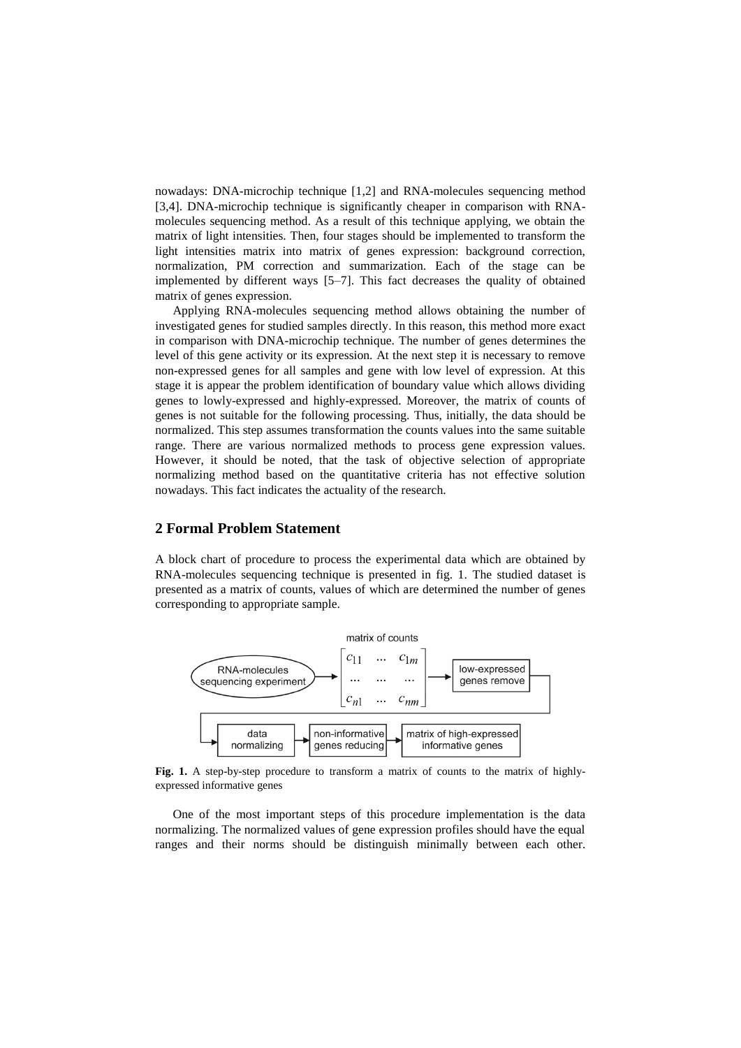nowadays: DNA-microchip technique [1,2] and RNA-molecules sequencing method [3,4]. DNA-microchip technique is significantly cheaper in comparison with RNA-molecules sequencing method. As a result of this technique applying, we obtain the matrix of light intensities. Then, four stages should be implemented to transform the light intensities matrix into matrix of genes expression: background correction, normalization, PM correction and summarization. Each of the stage can be implemented by different ways [5–7]. This fact decreases the quality of obtained matrix of genes expression.

Applying RNA-molecules sequencing method allows obtaining the number of investigated genes for studied samples directly. In this reason, this method more exact in comparison with DNA-microchip technique. The number of genes determines the level of this gene activity or its expression. At the next step it is necessary to remove non-expressed genes for all samples and gene with low level of expression. At this stage it is appear the problem identification of boundary value which allows dividing genes to lowly-expressed and highly-expressed. Moreover, the matrix of counts of genes is not suitable for the following processing. Thus, initially, the data should be normalized. This step assumes transformation the counts values into the same suitable range. There are various normalized methods to process gene expression values. However, it should be noted, that the task of objective selection of appropriate normalizing method based on the quantitative criteria has not effective solution nowadays. This fact indicates the actuality of the research.

## 2 Formal Problem Statement

A block chart of procedure to process the experimental data which are obtained by RNA-molecules sequencing technique is presented in fig. 1. The studied dataset is presented as a matrix of counts, values of which are determined the number of genes corresponding to appropriate sample.

matrix of counts

RNA-molecules sequencing experiment → $\begin{bmatrix} c_{11} & \dots & c_{1m} \\ \dots & \dots & \dots \\ c_{n1} & \dots & c_{nm} \end{bmatrix}$ → low-expressed genes remove → data normalizing → non-informative genes reducing → matrix of high-expressed informative genes

**Fig. 1.** A step-by-step procedure to transform a matrix of counts to the matrix of highly-expressed informative genes

One of the most important steps of this procedure implementation is the data normalizing. The normalized values of gene expression profiles should have the equal ranges and their norms should be distinguish minimally between each other.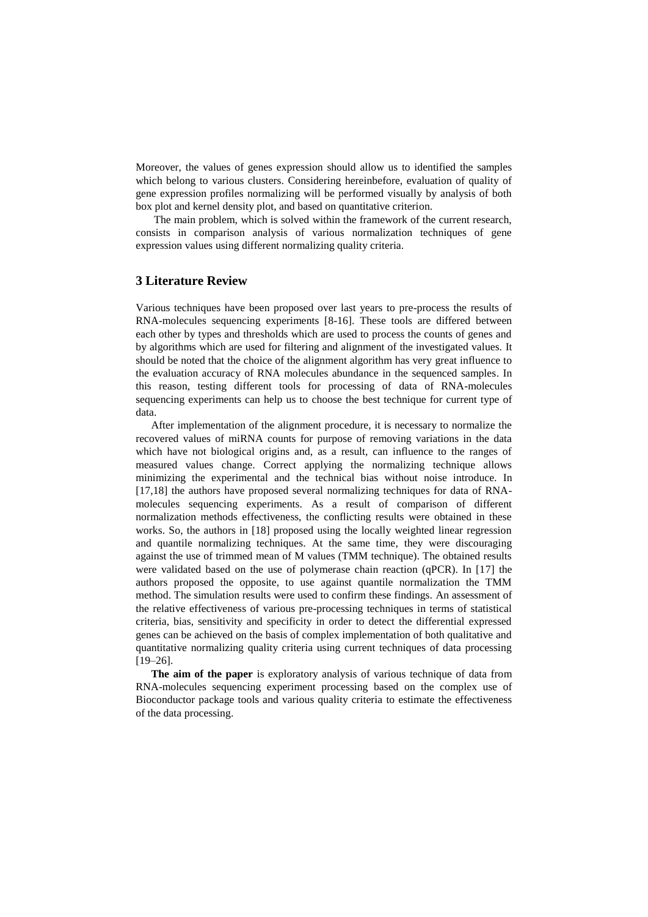Moreover, the values of genes expression should allow us to identified the samples which belong to various clusters. Considering hereinbefore, evaluation of quality of gene expression profiles normalizing will be performed visually by analysis of both box plot and kernel density plot, and based on quantitative criterion.

The main problem, which is solved within the framework of the current research, consists in comparison analysis of various normalization techniques of gene expression values using different normalizing quality criteria.

## 3 Literature Review

Various techniques have been proposed over last years to pre-process the results of RNA-molecules sequencing experiments [8-16]. These tools are differed between each other by types and thresholds which are used to process the counts of genes and by algorithms which are used for filtering and alignment of the investigated values. It should be noted that the choice of the alignment algorithm has very great influence to the evaluation accuracy of RNA molecules abundance in the sequenced samples. In this reason, testing different tools for processing of data of RNA-molecules sequencing experiments can help us to choose the best technique for current type of data.

After implementation of the alignment procedure, it is necessary to normalize the recovered values of miRNA counts for purpose of removing variations in the data which have not biological origins and, as a result, can influence to the ranges of measured values change. Correct applying the normalizing technique allows minimizing the experimental and the technical bias without noise introduce. In [17,18] the authors have proposed several normalizing techniques for data of RNA-molecules sequencing experiments. As a result of comparison of different normalization methods effectiveness, the conflicting results were obtained in these works. So, the authors in [18] proposed using the locally weighted linear regression and quantile normalizing techniques. At the same time, they were discouraging against the use of trimmed mean of M values (TMM technique). The obtained results were validated based on the use of polymerase chain reaction (qPCR). In [17] the authors proposed the opposite, to use against quantile normalization the TMM method. The simulation results were used to confirm these findings. An assessment of the relative effectiveness of various pre-processing techniques in terms of statistical criteria, bias, sensitivity and specificity in order to detect the differential expressed genes can be achieved on the basis of complex implementation of both qualitative and quantitative normalizing quality criteria using current techniques of data processing [19–26].

**The aim of the paper** is exploratory analysis of various technique of data from RNA-molecules sequencing experiment processing based on the complex use of Bioconductor package tools and various quality criteria to estimate the effectiveness of the data processing.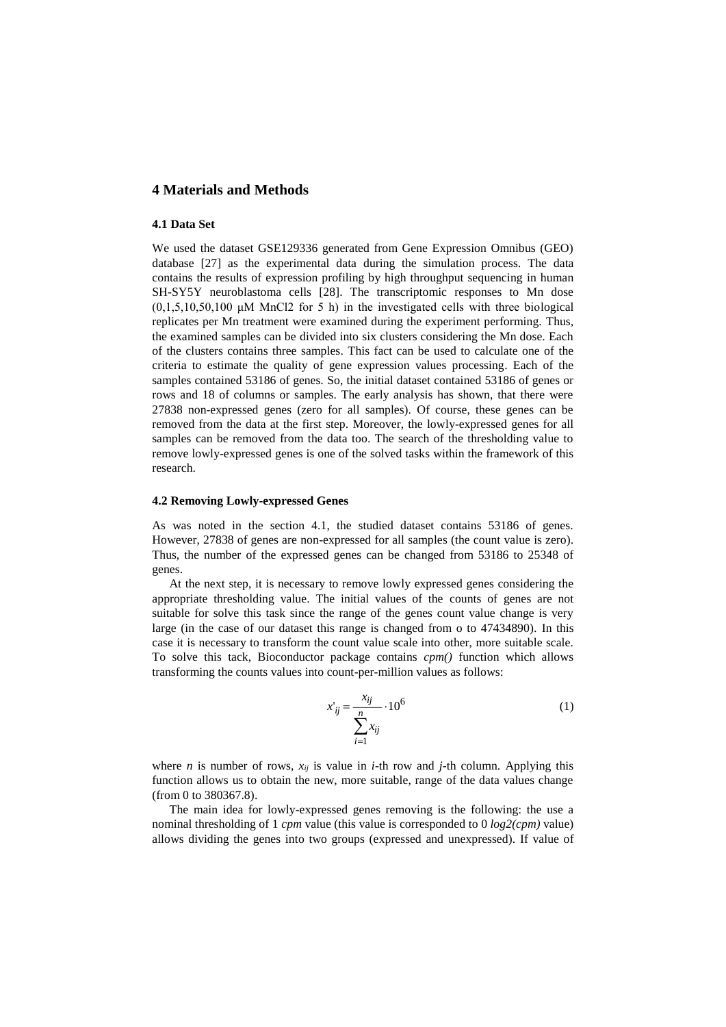## 4 Materials and Methods

### 4.1 Data Set

We used the dataset GSE129336 generated from Gene Expression Omnibus (GEO) database [27] as the experimental data during the simulation process. The data contains the results of expression profiling by high throughput sequencing in human SH-SY5Y neuroblastoma cells [28]. The transcriptomic responses to Mn dose (0,1,5,10,50,100 μM MnCl2 for 5 h) in the investigated cells with three biological replicates per Mn treatment were examined during the experiment performing. Thus, the examined samples can be divided into six clusters considering the Mn dose. Each of the clusters contains three samples. This fact can be used to calculate one of the criteria to estimate the quality of gene expression values processing. Each of the samples contained 53186 of genes. So, the initial dataset contained 53186 of genes or rows and 18 of columns or samples. The early analysis has shown, that there were 27838 non-expressed genes (zero for all samples). Of course, these genes can be removed from the data at the first step. Moreover, the lowly-expressed genes for all samples can be removed from the data too. The search of the thresholding value to remove lowly-expressed genes is one of the solved tasks within the framework of this research.

### 4.2 Removing Lowly-expressed Genes

As was noted in the section 4.1, the studied dataset contains 53186 of genes. However, 27838 of genes are non-expressed for all samples (the count value is zero). Thus, the number of the expressed genes can be changed from 53186 to 25348 of genes.

At the next step, it is necessary to remove lowly expressed genes considering the appropriate thresholding value. The initial values of the counts of genes are not suitable for solve this task since the range of the genes count value change is very large (in the case of our dataset this range is changed from o to 47434890). In this case it is necessary to transform the count value scale into other, more suitable scale. To solve this tack, Bioconductor package contains *cpm()* function which allows transforming the counts values into count-per-million values as follows:

$$x'_{ij} = \frac{x_{ij}}{\sum_{i=1}^{n} x_{ij}} \cdot 10^6 \tag{1}$$

where $n$ is number of rows, $x_{ij}$ is value in $i$-th row and $j$-th column. Applying this function allows us to obtain the new, more suitable, range of the data values change (from 0 to 380367.8).

The main idea for lowly-expressed genes removing is the following: the use a nominal thresholding of 1 *cpm* value (this value is corresponded to 0 *log2(cpm)* value) allows dividing the genes into two groups (expressed and unexpressed). If value of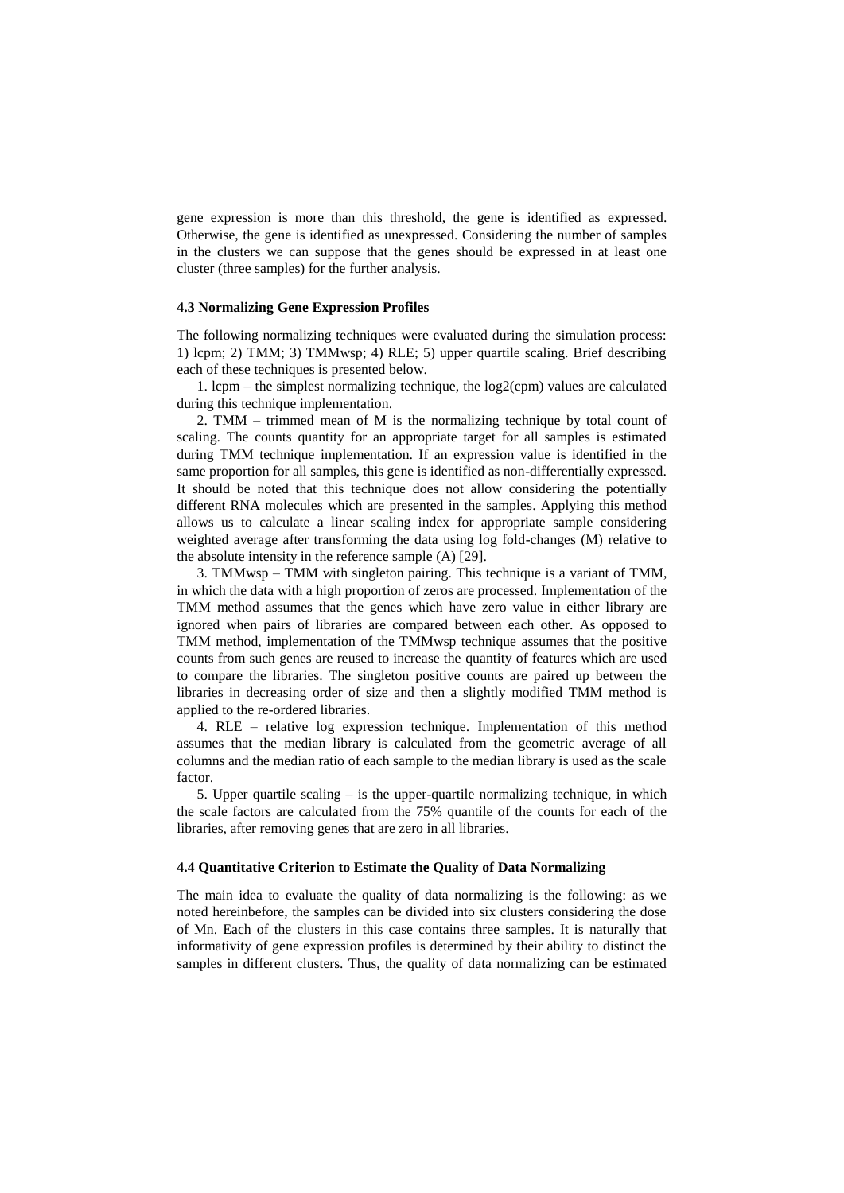gene expression is more than this threshold, the gene is identified as expressed. Otherwise, the gene is identified as unexpressed. Considering the number of samples in the clusters we can suppose that the genes should be expressed in at least one cluster (three samples) for the further analysis.

### 4.3 Normalizing Gene Expression Profiles

The following normalizing techniques were evaluated during the simulation process: 1) lcpm; 2) TMM; 3) TMMwsp; 4) RLE; 5) upper quartile scaling. Brief describing each of these techniques is presented below.

1. lcpm – the simplest normalizing technique, the log2(cpm) values are calculated during this technique implementation.

2. TMM – trimmed mean of M is the normalizing technique by total count of scaling. The counts quantity for an appropriate target for all samples is estimated during TMM technique implementation. If an expression value is identified in the same proportion for all samples, this gene is identified as non-differentially expressed. It should be noted that this technique does not allow considering the potentially different RNA molecules which are presented in the samples. Applying this method allows us to calculate a linear scaling index for appropriate sample considering weighted average after transforming the data using log fold-changes (M) relative to the absolute intensity in the reference sample (A) [29].

3. TMMwsp – TMM with singleton pairing. This technique is a variant of TMM, in which the data with a high proportion of zeros are processed. Implementation of the TMM method assumes that the genes which have zero value in either library are ignored when pairs of libraries are compared between each other. As opposed to TMM method, implementation of the TMMwsp technique assumes that the positive counts from such genes are reused to increase the quantity of features which are used to compare the libraries. The singleton positive counts are paired up between the libraries in decreasing order of size and then a slightly modified TMM method is applied to the re-ordered libraries.

4. RLE – relative log expression technique. Implementation of this method assumes that the median library is calculated from the geometric average of all columns and the median ratio of each sample to the median library is used as the scale factor.

5. Upper quartile scaling – is the upper-quartile normalizing technique, in which the scale factors are calculated from the 75% quantile of the counts for each of the libraries, after removing genes that are zero in all libraries.

### 4.4 Quantitative Criterion to Estimate the Quality of Data Normalizing

The main idea to evaluate the quality of data normalizing is the following: as we noted hereinbefore, the samples can be divided into six clusters considering the dose of Mn. Each of the clusters in this case contains three samples. It is naturally that informativity of gene expression profiles is determined by their ability to distinct the samples in different clusters. Thus, the quality of data normalizing can be estimated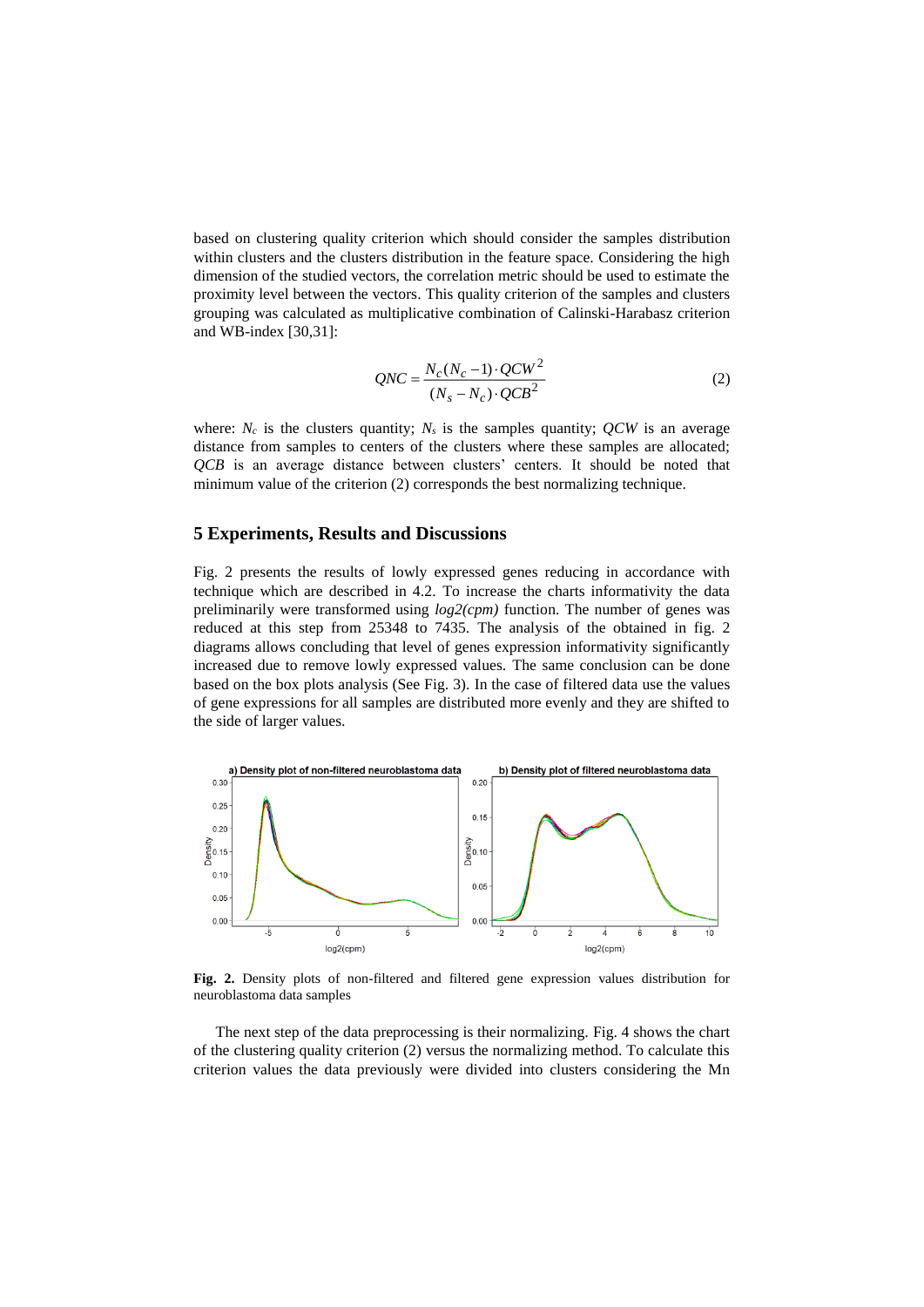based on clustering quality criterion which should consider the samples distribution within clusters and the clusters distribution in the feature space. Considering the high dimension of the studied vectors, the correlation metric should be used to estimate the proximity level between the vectors. This quality criterion of the samples and clusters grouping was calculated as multiplicative combination of Calinski-Harabasz criterion and WB-index [30,31]:

$$QNC = \frac{N_c(N_c - 1) \cdot QCW^2}{(N_s - N_c) \cdot QCB^2} \tag{2}$$

where: $N_c$ is the clusters quantity; $N_s$ is the samples quantity; $QCW$ is an average distance from samples to centers of the clusters where these samples are allocated; $QCB$ is an average distance between clusters' centers. It should be noted that minimum value of the criterion (2) corresponds the best normalizing technique.

## 5 Experiments, Results and Discussions

Fig. 2 presents the results of lowly expressed genes reducing in accordance with technique which are described in 4.2. To increase the charts informativity the data preliminarily were transformed using *log2(cpm)* function. The number of genes was reduced at this step from 25348 to 7435. The analysis of the obtained in fig. 2 diagrams allows concluding that level of genes expression informativity significantly increased due to remove lowly expressed values. The same conclusion can be done based on the box plots analysis (See Fig. 3). In the case of filtered data use the values of gene expressions for all samples are distributed more evenly and they are shifted to the side of larger values.

**Fig. 2.** Density plots of non-filtered and filtered gene expression values distribution for neuroblastoma data samples

The next step of the data preprocessing is their normalizing. Fig. 4 shows the chart of the clustering quality criterion (2) versus the normalizing method. To calculate this criterion values the data previously were divided into clusters considering the Mn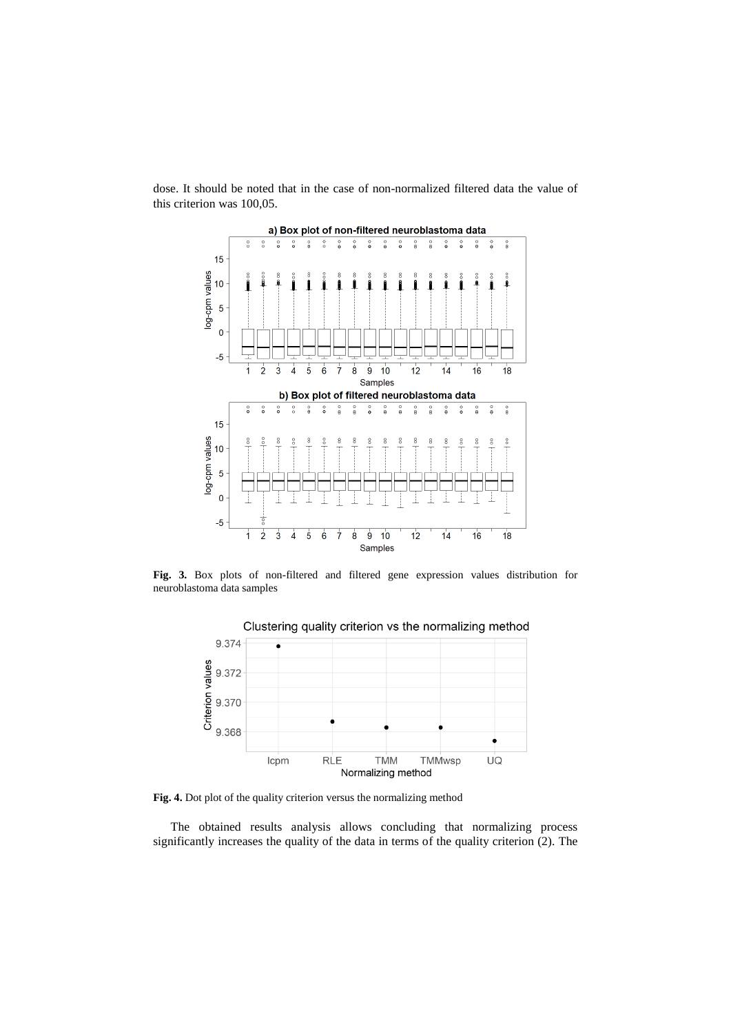dose. It should be noted that in the case of non-normalized filtered data the value of this criterion was 100,05.

**Fig. 3.** Box plots of non-filtered and filtered gene expression values distribution for neuroblastoma data samples

**Fig. 4.** Dot plot of the quality criterion versus the normalizing method

The obtained results analysis allows concluding that normalizing process significantly increases the quality of the data in terms of the quality criterion (2). The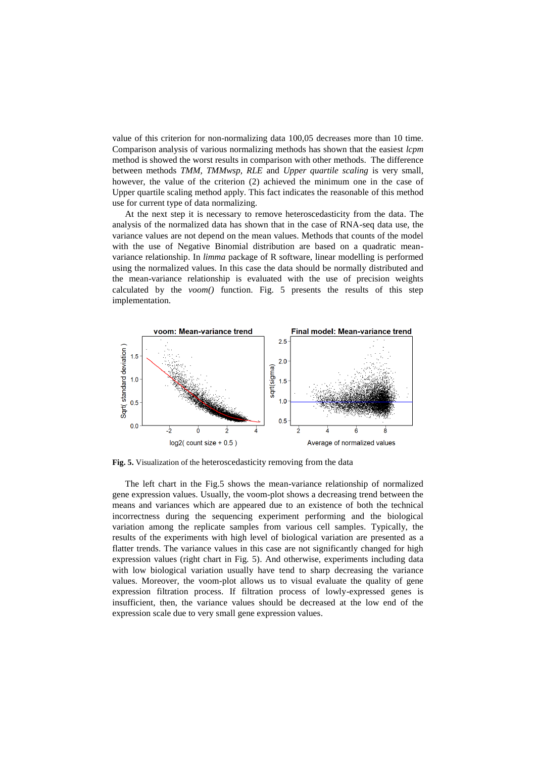value of this criterion for non-normalizing data 100,05 decreases more than 10 time. Comparison analysis of various normalizing methods has shown that the easiest *lcpm* method is showed the worst results in comparison with other methods. The difference between methods *TMM, TMMwsp, RLE* and *Upper quartile scaling* is very small, however, the value of the criterion (2) achieved the minimum one in the case of Upper quartile scaling method apply. This fact indicates the reasonable of this method use for current type of data normalizing.

At the next step it is necessary to remove heteroscedasticity from the data. The analysis of the normalized data has shown that in the case of RNA-seq data use, the variance values are not depend on the mean values. Methods that counts of the model with the use of Negative Binomial distribution are based on a quadratic mean-variance relationship. In *limma* package of R software, linear modelling is performed using the normalized values. In this case the data should be normally distributed and the mean-variance relationship is evaluated with the use of precision weights calculated by the *voom()* function. Fig. 5 presents the results of this step implementation.

**Fig. 5.** Visualization of the heteroscedasticity removing from the data

The left chart in the Fig.5 shows the mean-variance relationship of normalized gene expression values. Usually, the voom-plot shows a decreasing trend between the means and variances which are appeared due to an existence of both the technical incorrectness during the sequencing experiment performing and the biological variation among the replicate samples from various cell samples. Typically, the results of the experiments with high level of biological variation are presented as a flatter trends. The variance values in this case are not significantly changed for high expression values (right chart in Fig. 5). And otherwise, experiments including data with low biological variation usually have tend to sharp decreasing the variance values. Moreover, the voom-plot allows us to visual evaluate the quality of gene expression filtration process. If filtration process of lowly-expressed genes is insufficient, then, the variance values should be decreased at the low end of the expression scale due to very small gene expression values.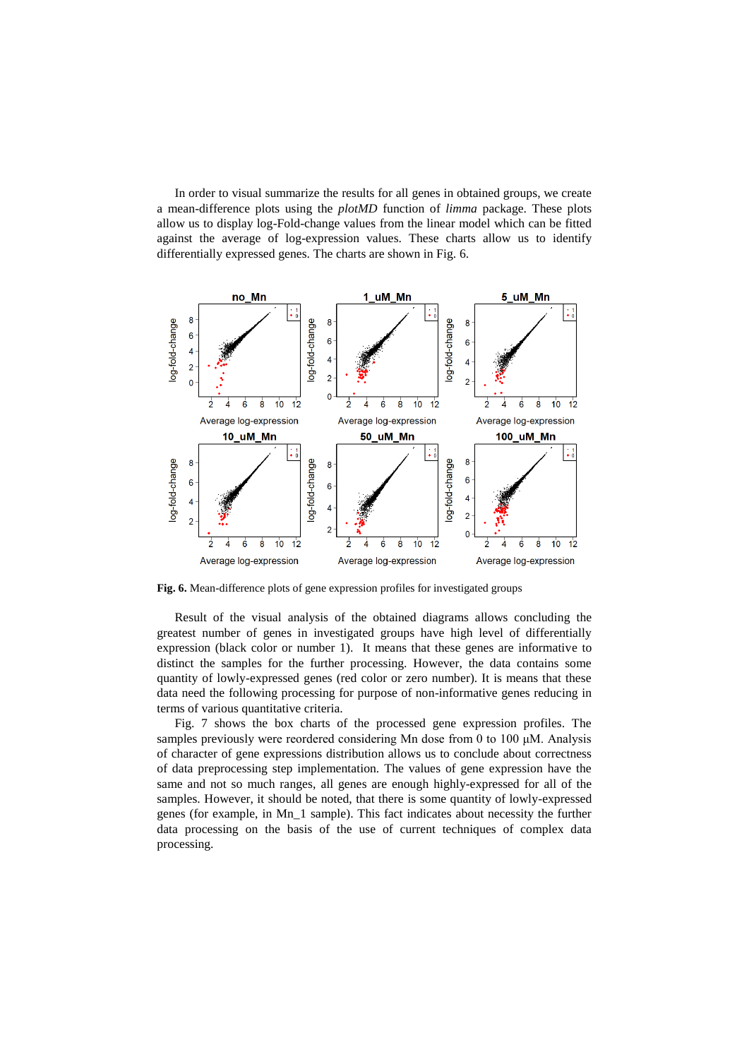In order to visual summarize the results for all genes in obtained groups, we create a mean-difference plots using the *plotMD* function of *limma* package. These plots allow us to display log-Fold-change values from the linear model which can be fitted against the average of log-expression values. These charts allow us to identify differentially expressed genes. The charts are shown in Fig. 6.

**Fig. 6.** Mean-difference plots of gene expression profiles for investigated groups

Result of the visual analysis of the obtained diagrams allows concluding the greatest number of genes in investigated groups have high level of differentially expression (black color or number 1). It means that these genes are informative to distinct the samples for the further processing. However, the data contains some quantity of lowly-expressed genes (red color or zero number). It is means that these data need the following processing for purpose of non-informative genes reducing in terms of various quantitative criteria.

Fig. 7 shows the box charts of the processed gene expression profiles. The samples previously were reordered considering Mn dose from 0 to 100 μM. Analysis of character of gene expressions distribution allows us to conclude about correctness of data preprocessing step implementation. The values of gene expression have the same and not so much ranges, all genes are enough highly-expressed for all of the samples. However, it should be noted, that there is some quantity of lowly-expressed genes (for example, in Mn_1 sample). This fact indicates about necessity the further data processing on the basis of the use of current techniques of complex data processing.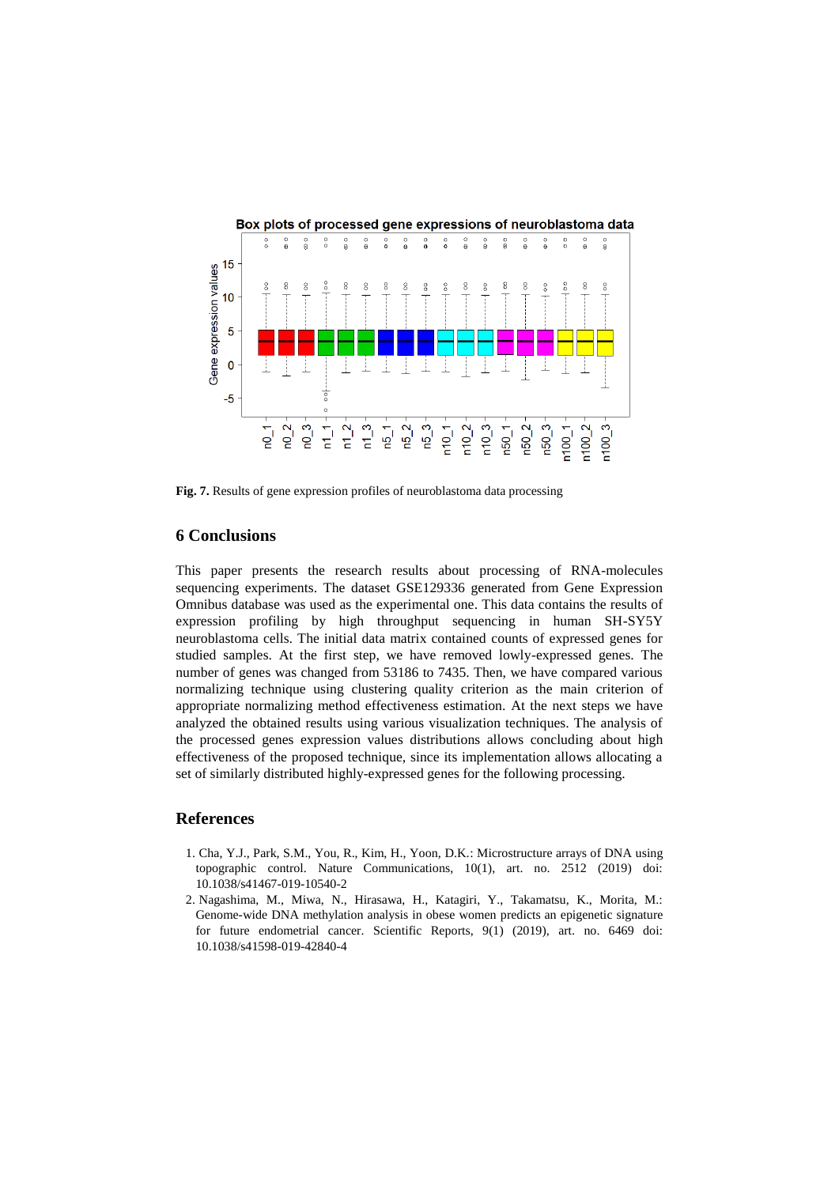**Fig. 7.** Results of gene expression profiles of neuroblastoma data processing

## 6 Conclusions

This paper presents the research results about processing of RNA-molecules sequencing experiments. The dataset GSE129336 generated from Gene Expression Omnibus database was used as the experimental one. This data contains the results of expression profiling by high throughput sequencing in human SH-SY5Y neuroblastoma cells. The initial data matrix contained counts of expressed genes for studied samples. At the first step, we have removed lowly-expressed genes. The number of genes was changed from 53186 to 7435. Then, we have compared various normalizing technique using clustering quality criterion as the main criterion of appropriate normalizing method effectiveness estimation. At the next steps we have analyzed the obtained results using various visualization techniques. The analysis of the processed genes expression values distributions allows concluding about high effectiveness of the proposed technique, since its implementation allows allocating a set of similarly distributed highly-expressed genes for the following processing.

## References

1. Cha, Y.J., Park, S.M., You, R., Kim, H., Yoon, D.K.: Microstructure arrays of DNA using topographic control. Nature Communications, 10(1), art. no. 2512 (2019) doi: 10.1038/s41467-019-10540-2
2. Nagashima, M., Miwa, N., Hirasawa, H., Katagiri, Y., Takamatsu, K., Morita, M.: Genome-wide DNA methylation analysis in obese women predicts an epigenetic signature for future endometrial cancer. Scientific Reports, 9(1) (2019), art. no. 6469 doi: 10.1038/s41598-019-42840-4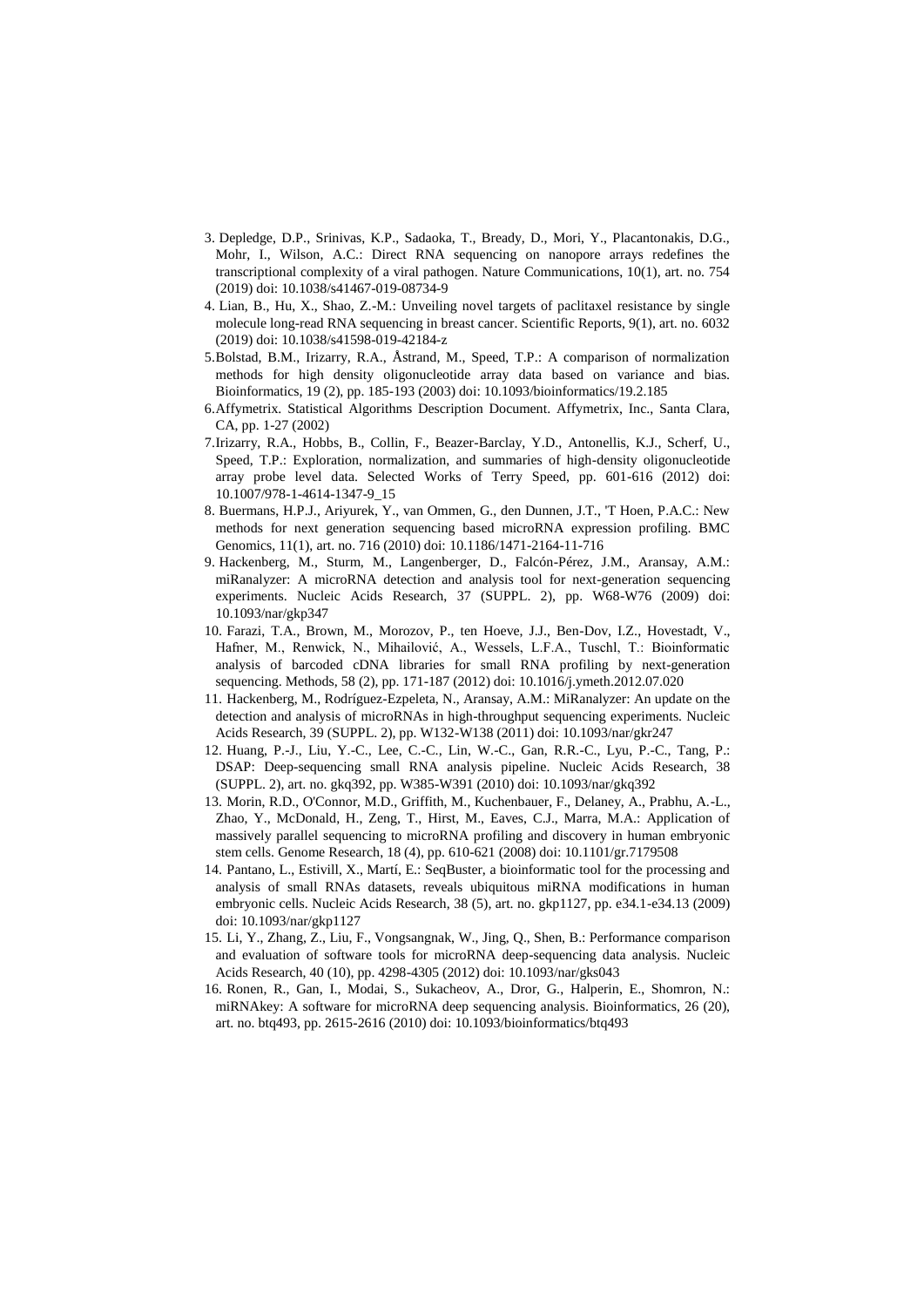3. Depledge, D.P., Srinivas, K.P., Sadaoka, T., Bready, D., Mori, Y., Placantonakis, D.G., Mohr, I., Wilson, A.C.: Direct RNA sequencing on nanopore arrays redefines the transcriptional complexity of a viral pathogen. Nature Communications, 10(1), art. no. 754 (2019) doi: 10.1038/s41467-019-08734-9
4. Lian, B., Hu, X., Shao, Z.-M.: Unveiling novel targets of paclitaxel resistance by single molecule long-read RNA sequencing in breast cancer. Scientific Reports, 9(1), art. no. 6032 (2019) doi: 10.1038/s41598-019-42184-z
5. Bolstad, B.M., Irizarry, R.A., Åstrand, M., Speed, T.P.: A comparison of normalization methods for high density oligonucleotide array data based on variance and bias. Bioinformatics, 19 (2), pp. 185-193 (2003) doi: 10.1093/bioinformatics/19.2.185
6. Affymetrix. Statistical Algorithms Description Document. Affymetrix, Inc., Santa Clara, CA, pp. 1-27 (2002)
7. Irizarry, R.A., Hobbs, B., Collin, F., Beazer-Barclay, Y.D., Antonellis, K.J., Scherf, U., Speed, T.P.: Exploration, normalization, and summaries of high-density oligonucleotide array probe level data. Selected Works of Terry Speed, pp. 601-616 (2012) doi: 10.1007/978-1-4614-1347-9_15
8. Buermans, H.P.J., Ariyurek, Y., van Ommen, G., den Dunnen, J.T., 'T Hoen, P.A.C.: New methods for next generation sequencing based microRNA expression profiling. BMC Genomics, 11(1), art. no. 716 (2010) doi: 10.1186/1471-2164-11-716
9. Hackenberg, M., Sturm, M., Langenberger, D., Falcón-Pérez, J.M., Aransay, A.M.: miRanalyzer: A microRNA detection and analysis tool for next-generation sequencing experiments. Nucleic Acids Research, 37 (SUPPL. 2), pp. W68-W76 (2009) doi: 10.1093/nar/gkp347
10. Farazi, T.A., Brown, M., Morozov, P., ten Hoeve, J.J., Ben-Dov, I.Z., Hovestadt, V., Hafner, M., Renwick, N., Mihailović, A., Wessels, L.F.A., Tuschl, T.: Bioinformatic analysis of barcoded cDNA libraries for small RNA profiling by next-generation sequencing. Methods, 58 (2), pp. 171-187 (2012) doi: 10.1016/j.ymeth.2012.07.020
11. Hackenberg, M., Rodríguez-Ezpeleta, N., Aransay, A.M.: MiRanalyzer: An update on the detection and analysis of microRNAs in high-throughput sequencing experiments. Nucleic Acids Research, 39 (SUPPL. 2), pp. W132-W138 (2011) doi: 10.1093/nar/gkr247
12. Huang, P.-J., Liu, Y.-C., Lee, C.-C., Lin, W.-C., Gan, R.R.-C., Lyu, P.-C., Tang, P.: DSAP: Deep-sequencing small RNA analysis pipeline. Nucleic Acids Research, 38 (SUPPL. 2), art. no. gkq392, pp. W385-W391 (2010) doi: 10.1093/nar/gkq392
13. Morin, R.D., O'Connor, M.D., Griffith, M., Kuchenbauer, F., Delaney, A., Prabhu, A.-L., Zhao, Y., McDonald, H., Zeng, T., Hirst, M., Eaves, C.J., Marra, M.A.: Application of massively parallel sequencing to microRNA profiling and discovery in human embryonic stem cells. Genome Research, 18 (4), pp. 610-621 (2008) doi: 10.1101/gr.7179508
14. Pantano, L., Estivill, X., Martí, E.: SeqBuster, a bioinformatic tool for the processing and analysis of small RNAs datasets, reveals ubiquitous miRNA modifications in human embryonic cells. Nucleic Acids Research, 38 (5), art. no. gkp1127, pp. e34.1-e34.13 (2009) doi: 10.1093/nar/gkp1127
15. Li, Y., Zhang, Z., Liu, F., Vongsangnak, W., Jing, Q., Shen, B.: Performance comparison and evaluation of software tools for microRNA deep-sequencing data analysis. Nucleic Acids Research, 40 (10), pp. 4298-4305 (2012) doi: 10.1093/nar/gks043
16. Ronen, R., Gan, I., Modai, S., Sukacheov, A., Dror, G., Halperin, E., Shomron, N.: miRNAkey: A software for microRNA deep sequencing analysis. Bioinformatics, 26 (20), art. no. btq493, pp. 2615-2616 (2010) doi: 10.1093/bioinformatics/btq493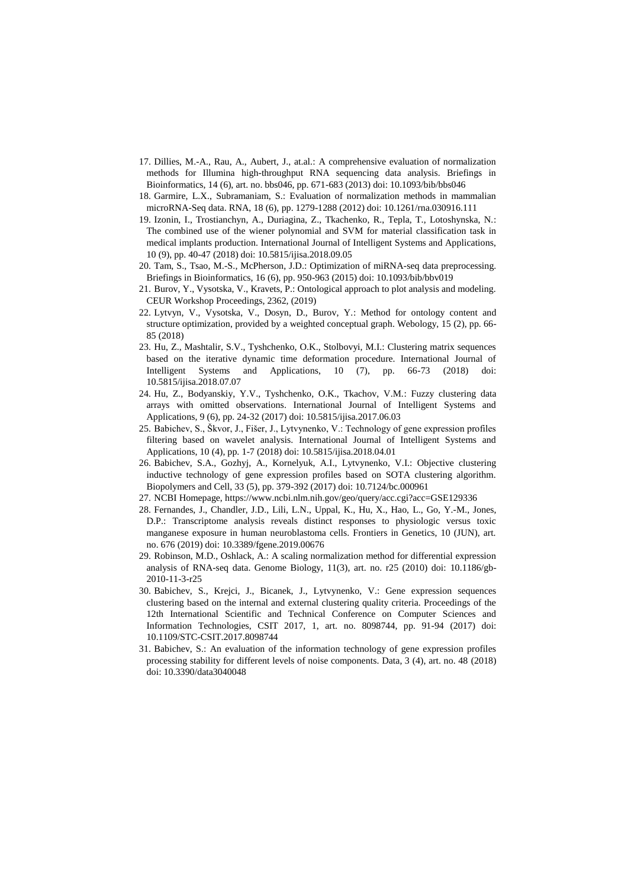17. Dillies, M.-A., Rau, A., Aubert, J., at.al.: A comprehensive evaluation of normalization methods for Illumina high-throughput RNA sequencing data analysis. Briefings in Bioinformatics, 14 (6), art. no. bbs046, pp. 671-683 (2013) doi: 10.1093/bib/bbs046
18. Garmire, L.X., Subramaniam, S.: Evaluation of normalization methods in mammalian microRNA-Seq data. RNA, 18 (6), pp. 1279-1288 (2012) doi: 10.1261/rna.030916.111
19. Izonin, I., Trostianchyn, A., Duriagina, Z., Tkachenko, R., Tepla, T., Lotoshynska, N.: The combined use of the wiener polynomial and SVM for material classification task in medical implants production. International Journal of Intelligent Systems and Applications, 10 (9), pp. 40-47 (2018) doi: 10.5815/ijisa.2018.09.05
20. Tam, S., Tsao, M.-S., McPherson, J.D.: Optimization of miRNA-seq data preprocessing. Briefings in Bioinformatics, 16 (6), pp. 950-963 (2015) doi: 10.1093/bib/bbv019
21. Burov, Y., Vysotska, V., Kravets, P.: Ontological approach to plot analysis and modeling. CEUR Workshop Proceedings, 2362, (2019)
22. Lytvyn, V., Vysotska, V., Dosyn, D., Burov, Y.: Method for ontology content and structure optimization, provided by a weighted conceptual graph. Webology, 15 (2), pp. 66-85 (2018)
23. Hu, Z., Mashtalir, S.V., Tyshchenko, O.K., Stolbovyi, M.I.: Clustering matrix sequences based on the iterative dynamic time deformation procedure. International Journal of Intelligent Systems and Applications, 10 (7), pp. 66-73 (2018) doi: 10.5815/ijisa.2018.07.07
24. Hu, Z., Bodyanskiy, Y.V., Tyshchenko, O.K., Tkachov, V.M.: Fuzzy clustering data arrays with omitted observations. International Journal of Intelligent Systems and Applications, 9 (6), pp. 24-32 (2017) doi: 10.5815/ijisa.2017.06.03
25. Babichev, S., Škvor, J., Fišer, J., Lytvynenko, V.: Technology of gene expression profiles filtering based on wavelet analysis. International Journal of Intelligent Systems and Applications, 10 (4), pp. 1-7 (2018) doi: 10.5815/ijisa.2018.04.01
26. Babichev, S.A., Gozhyj, A., Kornelyuk, A.I., Lytvynenko, V.I.: Objective clustering inductive technology of gene expression profiles based on SOTA clustering algorithm. Biopolymers and Cell, 33 (5), pp. 379-392 (2017) doi: 10.7124/bc.000961
27. NCBI Homepage, https://www.ncbi.nlm.nih.gov/geo/query/acc.cgi?acc=GSE129336
28. Fernandes, J., Chandler, J.D., Lili, L.N., Uppal, K., Hu, X., Hao, L., Go, Y.-M., Jones, D.P.: Transcriptome analysis reveals distinct responses to physiologic versus toxic manganese exposure in human neuroblastoma cells. Frontiers in Genetics, 10 (JUN), art. no. 676 (2019) doi: 10.3389/fgene.2019.00676
29. Robinson, M.D., Oshlack, A.: A scaling normalization method for differential expression analysis of RNA-seq data. Genome Biology, 11(3), art. no. r25 (2010) doi: 10.1186/gb-2010-11-3-r25
30. Babichev, S., Krejci, J., Bicanek, J., Lytvynenko, V.: Gene expression sequences clustering based on the internal and external clustering quality criteria. Proceedings of the 12th International Scientific and Technical Conference on Computer Sciences and Information Technologies, CSIT 2017, 1, art. no. 8098744, pp. 91-94 (2017) doi: 10.1109/STC-CSIT.2017.8098744
31. Babichev, S.: An evaluation of the information technology of gene expression profiles processing stability for different levels of noise components. Data, 3 (4), art. no. 48 (2018) doi: 10.3390/data3040048